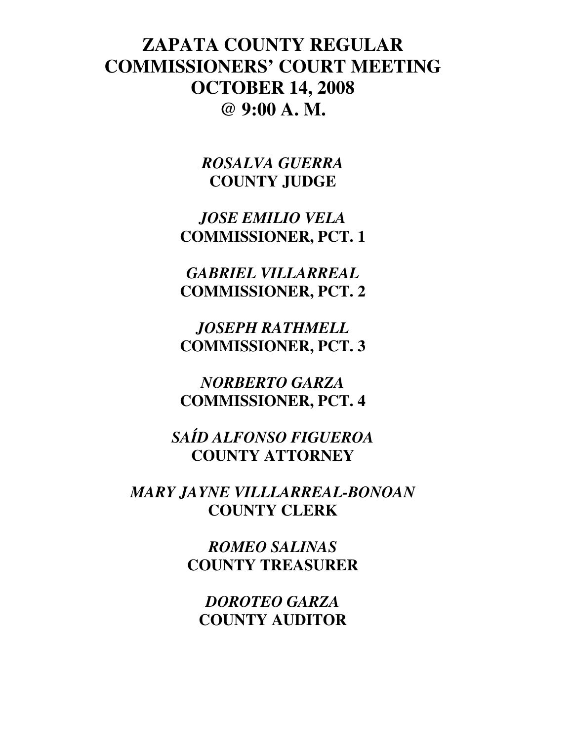# ZAPATA COUNTY REGULAR COMMISSIONERS' COURT MEETING OCTOBER 14, 2008 @ 9:00 A. M.

***ROSALVA GUERRA***
**COUNTY JUDGE**

***JOSE EMILIO VELA***
**COMMISSIONER, PCT. 1**

***GABRIEL VILLARREAL***
**COMMISSIONER, PCT. 2**

***JOSEPH RATHMELL***
**COMMISSIONER, PCT. 3**

***NORBERTO GARZA***
**COMMISSIONER, PCT. 4**

***SAÍD ALFONSO FIGUEROA***
**COUNTY ATTORNEY**

***MARY JAYNE VILLLARREAL-BONOAN***
**COUNTY CLERK**

***ROMEO SALINAS***
**COUNTY TREASURER**

***DOROTEO GARZA***
**COUNTY AUDITOR**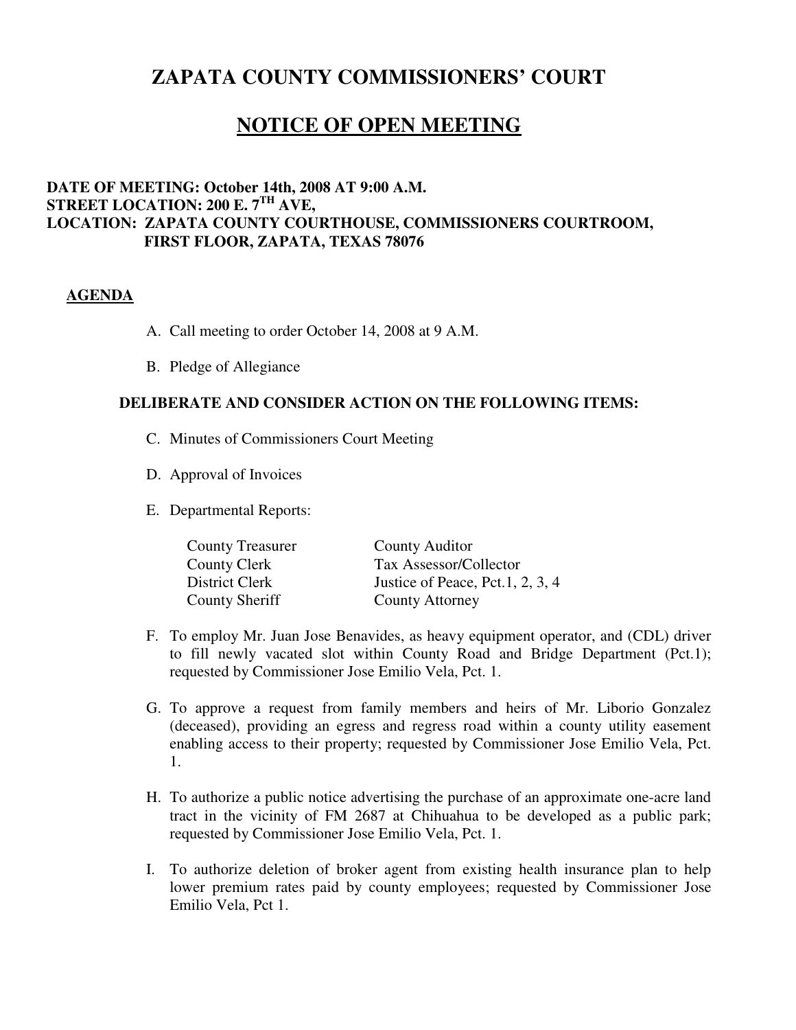# ZAPATA COUNTY COMMISSIONERS' COURT

## NOTICE OF OPEN MEETING

**DATE OF MEETING: October 14th, 2008 AT 9:00 A.M.**
**STREET LOCATION: 200 E. 7TH AVE,**
**LOCATION: ZAPATA COUNTY COURTHOUSE, COMMISSIONERS COURTROOM, FIRST FLOOR, ZAPATA, TEXAS 78076**

**AGENDA**

A. Call meeting to order October 14, 2008 at 9 A.M.

B. Pledge of Allegiance

**DELIBERATE AND CONSIDER ACTION ON THE FOLLOWING ITEMS:**

C. Minutes of Commissioners Court Meeting

D. Approval of Invoices

E. Departmental Reports:

| | |
|---|---|
| County Treasurer | County Auditor |
| County Clerk | Tax Assessor/Collector |
| District Clerk | Justice of Peace, Pct.1, 2, 3, 4 |
| County Sheriff | County Attorney |

F. To employ Mr. Juan Jose Benavides, as heavy equipment operator, and (CDL) driver to fill newly vacated slot within County Road and Bridge Department (Pct.1); requested by Commissioner Jose Emilio Vela, Pct. 1.

G. To approve a request from family members and heirs of Mr. Liborio Gonzalez (deceased), providing an egress and regress road within a county utility easement enabling access to their property; requested by Commissioner Jose Emilio Vela, Pct. 1.

H. To authorize a public notice advertising the purchase of an approximate one-acre land tract in the vicinity of FM 2687 at Chihuahua to be developed as a public park; requested by Commissioner Jose Emilio Vela, Pct. 1.

I. To authorize deletion of broker agent from existing health insurance plan to help lower premium rates paid by county employees; requested by Commissioner Jose Emilio Vela, Pct 1.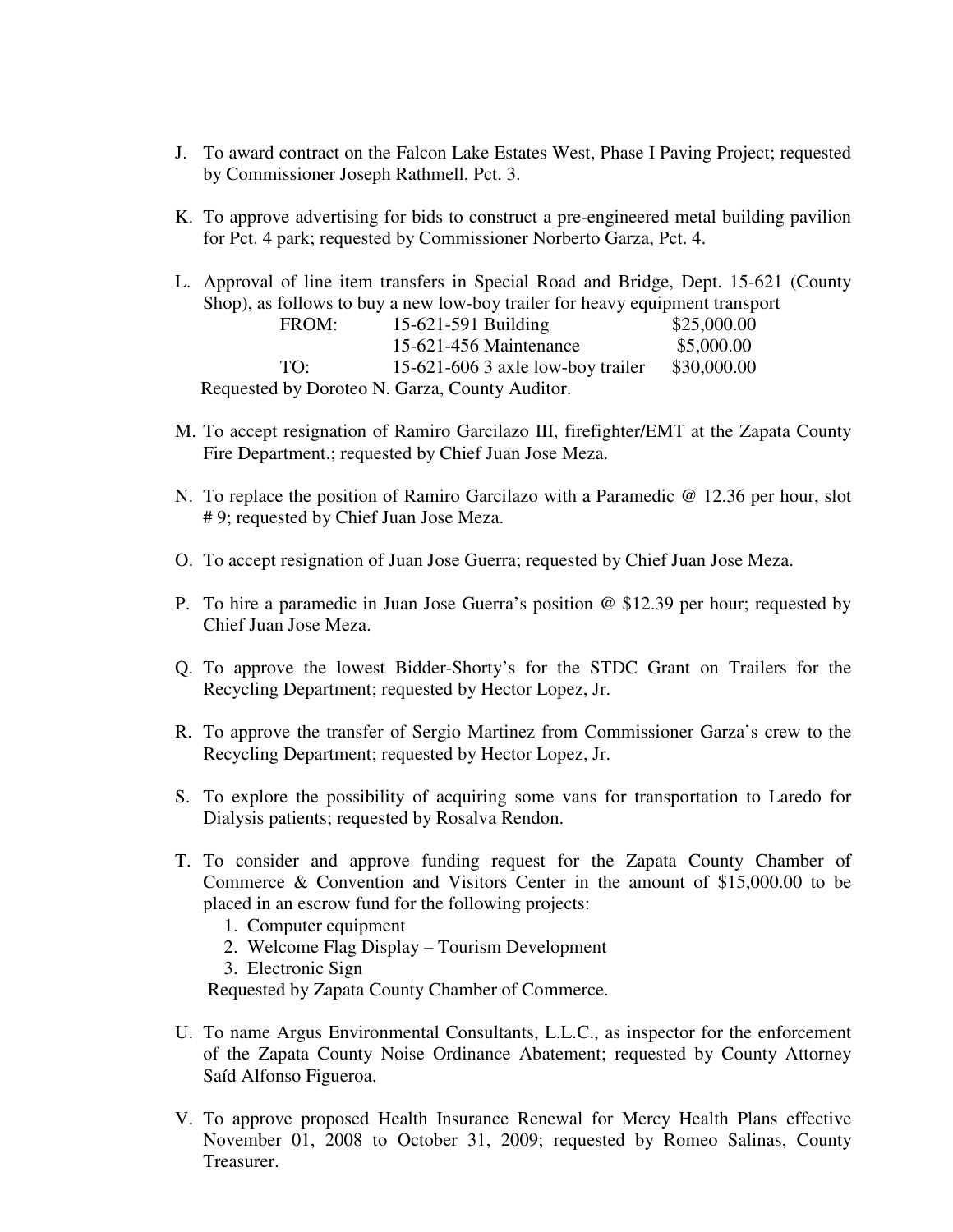J. To award contract on the Falcon Lake Estates West, Phase I Paving Project; requested by Commissioner Joseph Rathmell, Pct. 3.

K. To approve advertising for bids to construct a pre-engineered metal building pavilion for Pct. 4 park; requested by Commissioner Norberto Garza, Pct. 4.

L. Approval of line item transfers in Special Road and Bridge, Dept. 15-621 (County Shop), as follows to buy a new low-boy trailer for heavy equipment transport

| | | |
|---|---|---|
| FROM: | 15-621-591 Building | $25,000.00 |
| | 15-621-456 Maintenance | $5,000.00 |
| TO: | 15-621-606 3 axle low-boy trailer | $30,000.00 |

Requested by Doroteo N. Garza, County Auditor.

M. To accept resignation of Ramiro Garcilazo III, firefighter/EMT at the Zapata County Fire Department.; requested by Chief Juan Jose Meza.

N. To replace the position of Ramiro Garcilazo with a Paramedic @ 12.36 per hour, slot # 9; requested by Chief Juan Jose Meza.

O. To accept resignation of Juan Jose Guerra; requested by Chief Juan Jose Meza.

P. To hire a paramedic in Juan Jose Guerra's position @ $12.39 per hour; requested by Chief Juan Jose Meza.

Q. To approve the lowest Bidder-Shorty's for the STDC Grant on Trailers for the Recycling Department; requested by Hector Lopez, Jr.

R. To approve the transfer of Sergio Martinez from Commissioner Garza's crew to the Recycling Department; requested by Hector Lopez, Jr.

S. To explore the possibility of acquiring some vans for transportation to Laredo for Dialysis patients; requested by Rosalva Rendon.

T. To consider and approve funding request for the Zapata County Chamber of Commerce & Convention and Visitors Center in the amount of $15,000.00 to be placed in an escrow fund for the following projects:
   1. Computer equipment
   2. Welcome Flag Display – Tourism Development
   3. Electronic Sign

   Requested by Zapata County Chamber of Commerce.

U. To name Argus Environmental Consultants, L.L.C., as inspector for the enforcement of the Zapata County Noise Ordinance Abatement; requested by County Attorney Saíd Alfonso Figueroa.

V. To approve proposed Health Insurance Renewal for Mercy Health Plans effective November 01, 2008 to October 31, 2009; requested by Romeo Salinas, County Treasurer.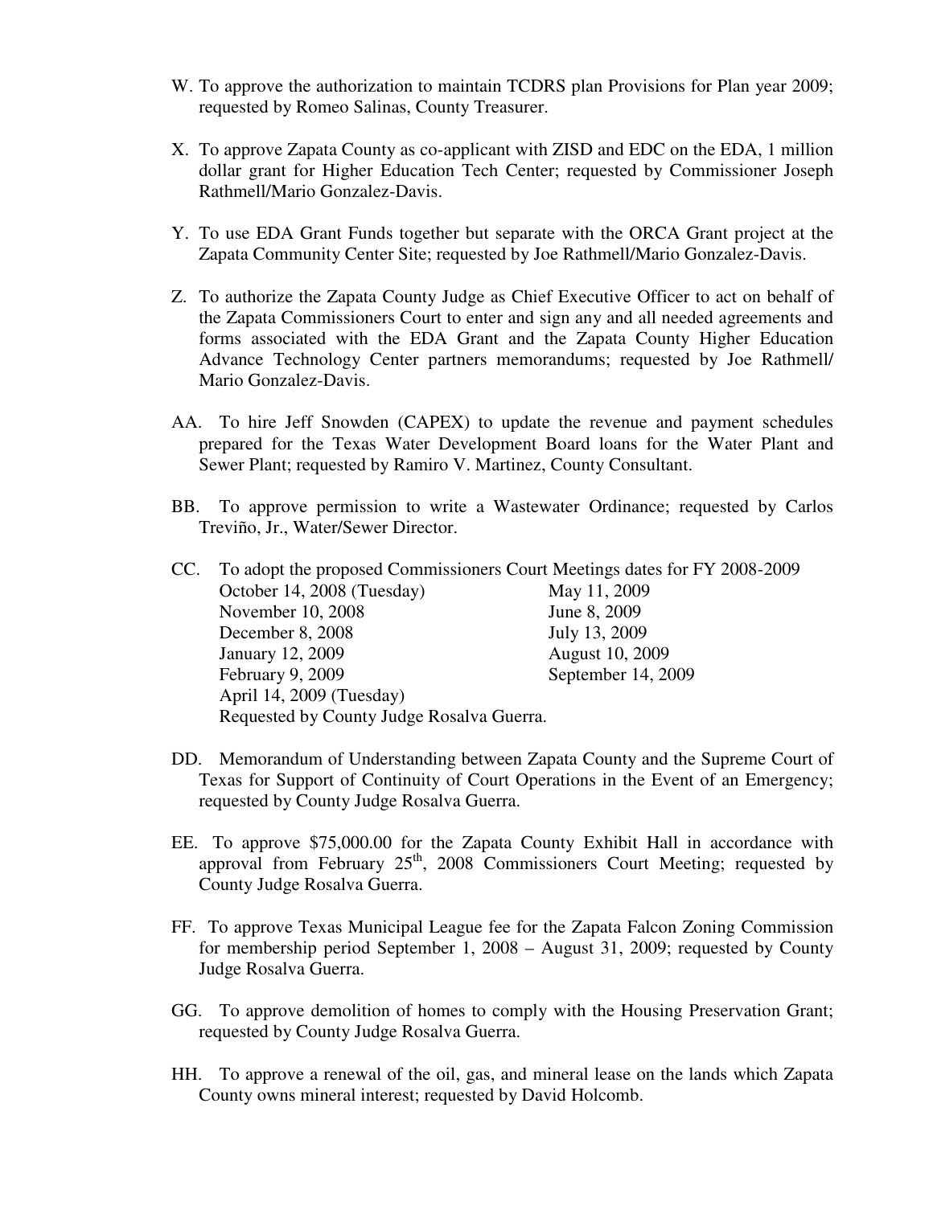W. To approve the authorization to maintain TCDRS plan Provisions for Plan year 2009; requested by Romeo Salinas, County Treasurer.

X. To approve Zapata County as co-applicant with ZISD and EDC on the EDA, 1 million dollar grant for Higher Education Tech Center; requested by Commissioner Joseph Rathmell/Mario Gonzalez-Davis.

Y. To use EDA Grant Funds together but separate with the ORCA Grant project at the Zapata Community Center Site; requested by Joe Rathmell/Mario Gonzalez-Davis.

Z. To authorize the Zapata County Judge as Chief Executive Officer to act on behalf of the Zapata Commissioners Court to enter and sign any and all needed agreements and forms associated with the EDA Grant and the Zapata County Higher Education Advance Technology Center partners memorandums; requested by Joe Rathmell/ Mario Gonzalez-Davis.

AA. To hire Jeff Snowden (CAPEX) to update the revenue and payment schedules prepared for the Texas Water Development Board loans for the Water Plant and Sewer Plant; requested by Ramiro V. Martinez, County Consultant.

BB. To approve permission to write a Wastewater Ordinance; requested by Carlos Treviño, Jr., Water/Sewer Director.

CC. To adopt the proposed Commissioners Court Meetings dates for FY 2008-2009

| | |
|---|---|
| October 14, 2008 (Tuesday) | May 11, 2009 |
| November 10, 2008 | June 8, 2009 |
| December 8, 2008 | July 13, 2009 |
| January 12, 2009 | August 10, 2009 |
| February 9, 2009 | September 14, 2009 |
| April 14, 2009 (Tuesday) | |

Requested by County Judge Rosalva Guerra.

DD. Memorandum of Understanding between Zapata County and the Supreme Court of Texas for Support of Continuity of Court Operations in the Event of an Emergency; requested by County Judge Rosalva Guerra.

EE. To approve $75,000.00 for the Zapata County Exhibit Hall in accordance with approval from February 25th, 2008 Commissioners Court Meeting; requested by County Judge Rosalva Guerra.

FF. To approve Texas Municipal League fee for the Zapata Falcon Zoning Commission for membership period September 1, 2008 – August 31, 2009; requested by County Judge Rosalva Guerra.

GG. To approve demolition of homes to comply with the Housing Preservation Grant; requested by County Judge Rosalva Guerra.

HH. To approve a renewal of the oil, gas, and mineral lease on the lands which Zapata County owns mineral interest; requested by David Holcomb.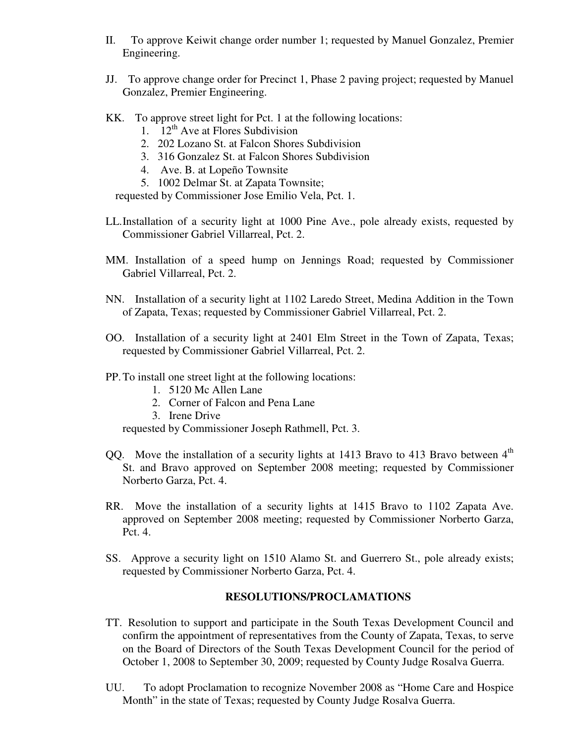II. To approve Keiwit change order number 1; requested by Manuel Gonzalez, Premier Engineering.

JJ. To approve change order for Precinct 1, Phase 2 paving project; requested by Manuel Gonzalez, Premier Engineering.

KK. To approve street light for Pct. 1 at the following locations:

1. 12th Ave at Flores Subdivision
2. 202 Lozano St. at Falcon Shores Subdivision
3. 316 Gonzalez St. at Falcon Shores Subdivision
4. Ave. B. at Lopeño Townsite
5. 1002 Delmar St. at Zapata Townsite;

requested by Commissioner Jose Emilio Vela, Pct. 1.

LL. Installation of a security light at 1000 Pine Ave., pole already exists, requested by Commissioner Gabriel Villarreal, Pct. 2.

MM. Installation of a speed hump on Jennings Road; requested by Commissioner Gabriel Villarreal, Pct. 2.

NN. Installation of a security light at 1102 Laredo Street, Medina Addition in the Town of Zapata, Texas; requested by Commissioner Gabriel Villarreal, Pct. 2.

OO. Installation of a security light at 2401 Elm Street in the Town of Zapata, Texas; requested by Commissioner Gabriel Villarreal, Pct. 2.

PP. To install one street light at the following locations:

1. 5120 Mc Allen Lane
2. Corner of Falcon and Pena Lane
3. Irene Drive

requested by Commissioner Joseph Rathmell, Pct. 3.

QQ. Move the installation of a security lights at 1413 Bravo to 413 Bravo between 4th St. and Bravo approved on September 2008 meeting; requested by Commissioner Norberto Garza, Pct. 4.

RR. Move the installation of a security lights at 1415 Bravo to 1102 Zapata Ave. approved on September 2008 meeting; requested by Commissioner Norberto Garza, Pct. 4.

SS. Approve a security light on 1510 Alamo St. and Guerrero St., pole already exists; requested by Commissioner Norberto Garza, Pct. 4.

## RESOLUTIONS/PROCLAMATIONS

TT. Resolution to support and participate in the South Texas Development Council and confirm the appointment of representatives from the County of Zapata, Texas, to serve on the Board of Directors of the South Texas Development Council for the period of October 1, 2008 to September 30, 2009; requested by County Judge Rosalva Guerra.

UU. To adopt Proclamation to recognize November 2008 as "Home Care and Hospice Month" in the state of Texas; requested by County Judge Rosalva Guerra.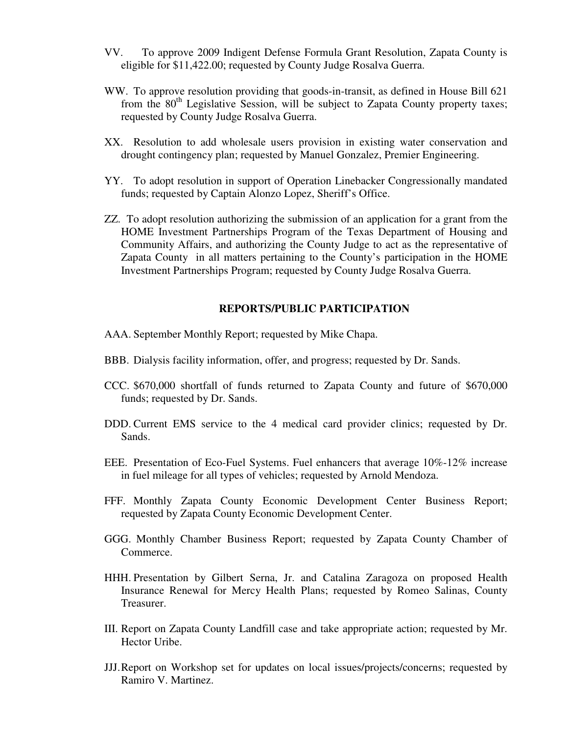VV. To approve 2009 Indigent Defense Formula Grant Resolution, Zapata County is eligible for $11,422.00; requested by County Judge Rosalva Guerra.

WW. To approve resolution providing that goods-in-transit, as defined in House Bill 621 from the 80th Legislative Session, will be subject to Zapata County property taxes; requested by County Judge Rosalva Guerra.

XX. Resolution to add wholesale users provision in existing water conservation and drought contingency plan; requested by Manuel Gonzalez, Premier Engineering.

YY. To adopt resolution in support of Operation Linebacker Congressionally mandated funds; requested by Captain Alonzo Lopez, Sheriff's Office.

ZZ. To adopt resolution authorizing the submission of an application for a grant from the HOME Investment Partnerships Program of the Texas Department of Housing and Community Affairs, and authorizing the County Judge to act as the representative of Zapata County in all matters pertaining to the County's participation in the HOME Investment Partnerships Program; requested by County Judge Rosalva Guerra.

## REPORTS/PUBLIC PARTICIPATION

AAA. September Monthly Report; requested by Mike Chapa.

BBB. Dialysis facility information, offer, and progress; requested by Dr. Sands.

CCC. $670,000 shortfall of funds returned to Zapata County and future of $670,000 funds; requested by Dr. Sands.

DDD. Current EMS service to the 4 medical card provider clinics; requested by Dr. Sands.

EEE. Presentation of Eco-Fuel Systems. Fuel enhancers that average 10%-12% increase in fuel mileage for all types of vehicles; requested by Arnold Mendoza.

FFF. Monthly Zapata County Economic Development Center Business Report; requested by Zapata County Economic Development Center.

GGG. Monthly Chamber Business Report; requested by Zapata County Chamber of Commerce.

HHH. Presentation by Gilbert Serna, Jr. and Catalina Zaragoza on proposed Health Insurance Renewal for Mercy Health Plans; requested by Romeo Salinas, County Treasurer.

III. Report on Zapata County Landfill case and take appropriate action; requested by Mr. Hector Uribe.

JJJ. Report on Workshop set for updates on local issues/projects/concerns; requested by Ramiro V. Martinez.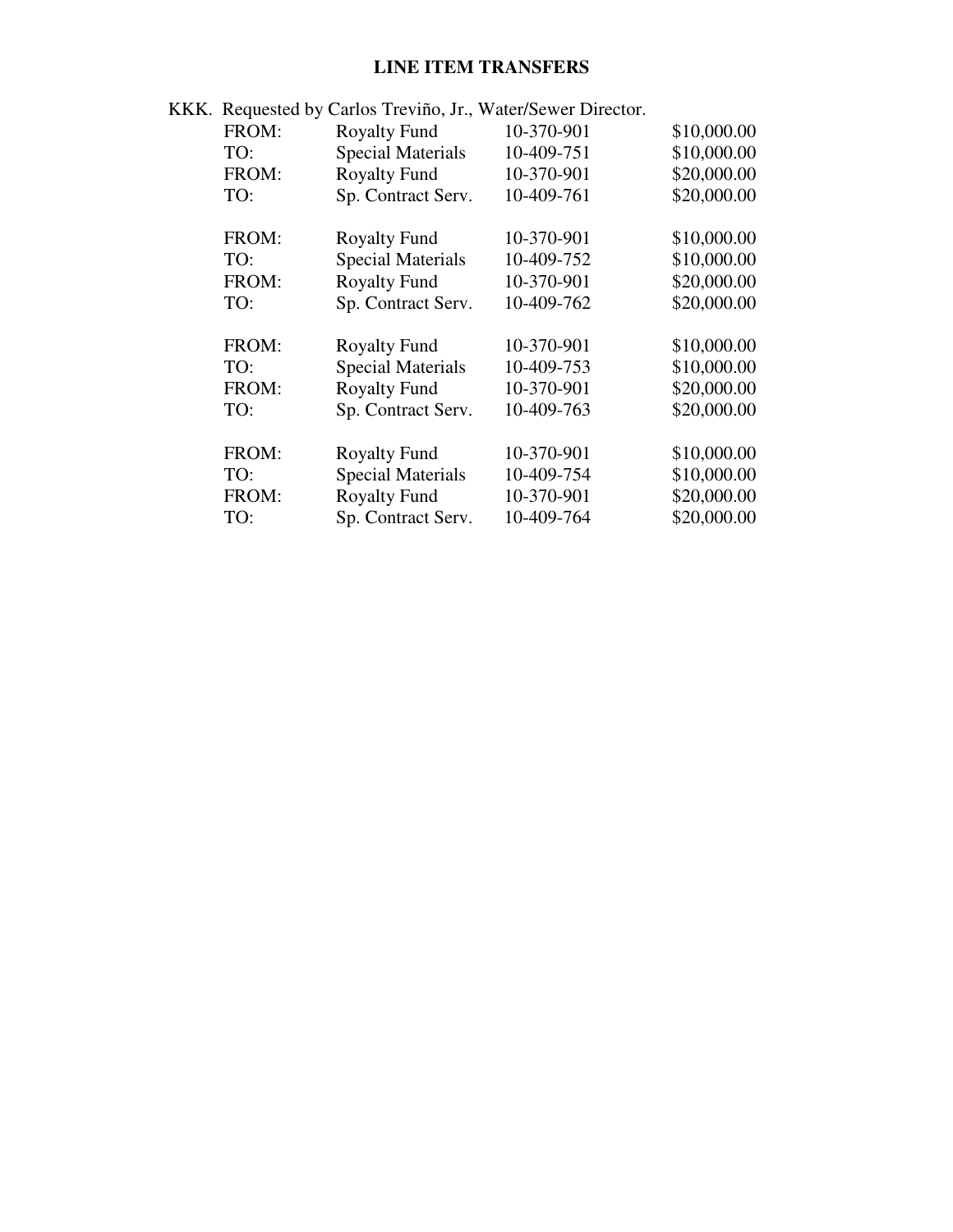## LINE ITEM TRANSFERS

KKK. Requested by Carlos Treviño, Jr., Water/Sewer Director.

| | | | |
|---|---|---|---|
| FROM: | Royalty Fund | 10-370-901 | $10,000.00 |
| TO: | Special Materials | 10-409-751 | $10,000.00 |
| FROM: | Royalty Fund | 10-370-901 | $20,000.00 |
| TO: | Sp. Contract Serv. | 10-409-761 | $20,000.00 |
| | | | |
| FROM: | Royalty Fund | 10-370-901 | $10,000.00 |
| TO: | Special Materials | 10-409-752 | $10,000.00 |
| FROM: | Royalty Fund | 10-370-901 | $20,000.00 |
| TO: | Sp. Contract Serv. | 10-409-762 | $20,000.00 |
| | | | |
| FROM: | Royalty Fund | 10-370-901 | $10,000.00 |
| TO: | Special Materials | 10-409-753 | $10,000.00 |
| FROM: | Royalty Fund | 10-370-901 | $20,000.00 |
| TO: | Sp. Contract Serv. | 10-409-763 | $20,000.00 |
| | | | |
| FROM: | Royalty Fund | 10-370-901 | $10,000.00 |
| TO: | Special Materials | 10-409-754 | $10,000.00 |
| FROM: | Royalty Fund | 10-370-901 | $20,000.00 |
| TO: | Sp. Contract Serv. | 10-409-764 | $20,000.00 |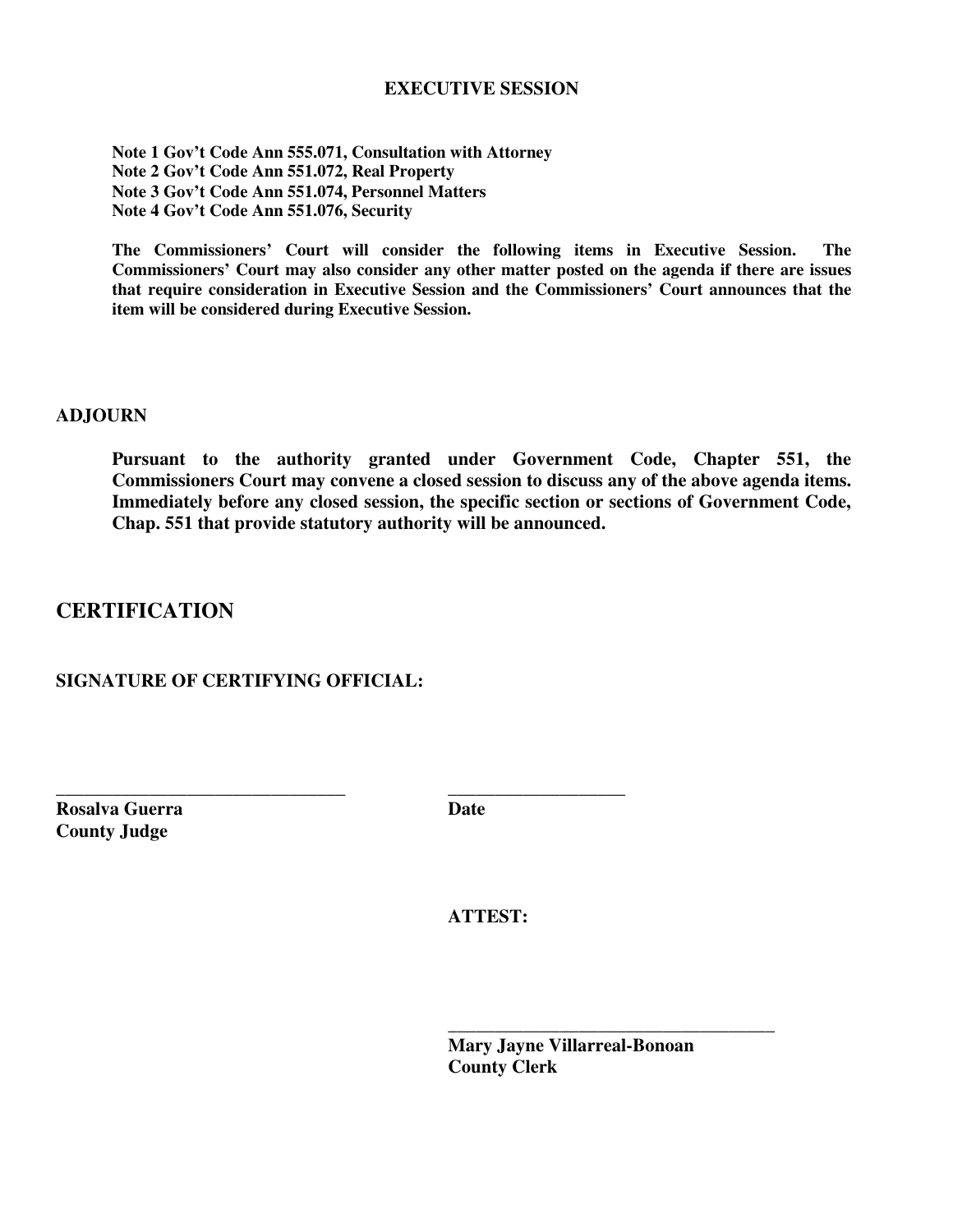**EXECUTIVE SESSION**

**Note 1 Gov't Code Ann 555.071, Consultation with Attorney**
**Note 2 Gov't Code Ann 551.072, Real Property**
**Note 3 Gov't Code Ann 551.074, Personnel Matters**
**Note 4 Gov't Code Ann 551.076, Security**

**The Commissioners' Court will consider the following items in Executive Session. The Commissioners' Court may also consider any other matter posted on the agenda if there are issues that require consideration in Executive Session and the Commissioners' Court announces that the item will be considered during Executive Session.**

**ADJOURN**

**Pursuant to the authority granted under Government Code, Chapter 551, the Commissioners Court may convene a closed session to discuss any of the above agenda items. Immediately before any closed session, the specific section or sections of Government Code, Chap. 551 that provide statutory authority will be announced.**

## CERTIFICATION

**SIGNATURE OF CERTIFYING OFFICIAL:**

________________________________ ____________________

**Rosalva Guerra** **Date**
**County Judge**

**ATTEST:**

____________________________________

**Mary Jayne Villarreal-Bonoan**
**County Clerk**